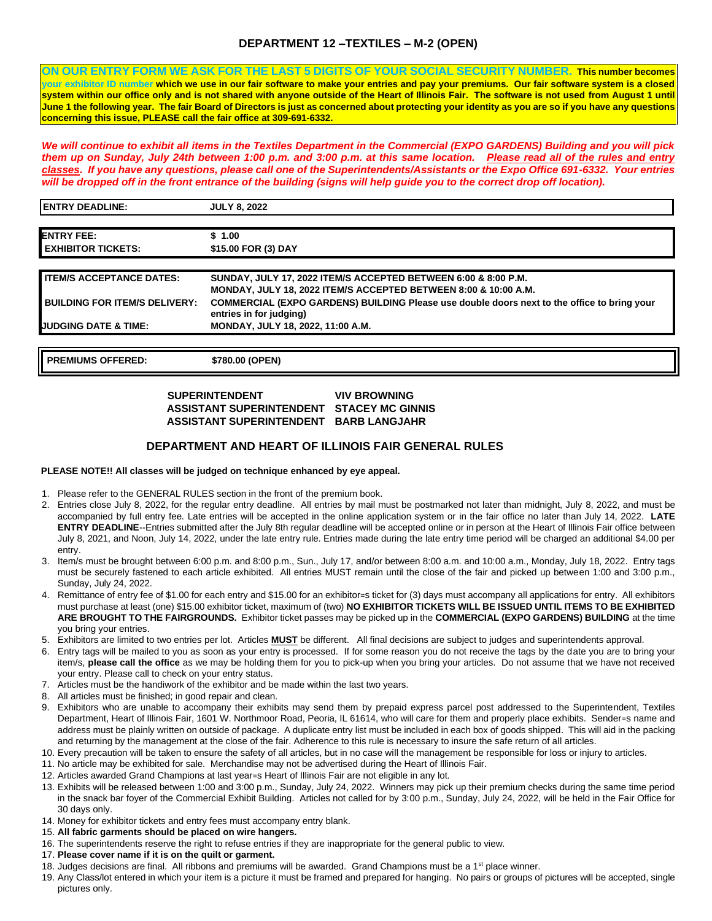# DEPARTMENT 12 –TEXTILES – M-2 (OPEN)

**ON OUR ENTRY FORM WE ASK FOR THE LAST 5 DIGITS OF YOUR SOCIAL SECURITY NUMBER. This number becomes your exhibitor ID number which we use in our fair software to make your entries and pay your premiums. Our fair software system is a closed system within our office only and is not shared with anyone outside of the Heart of Illinois Fair. The software is not used from August 1 until June 1 the following year. The fair Board of Directors is just as concerned about protecting your identity as you are so if you have any questions concerning this issue, PLEASE call the fair office at 309-691-6332.**

***We will continue to exhibit all items in the Textiles Department in the Commercial (EXPO GARDENS) Building and you will pick them up on Sunday, July 24th between 1:00 p.m. and 3:00 p.m. at this same location. Please read all of the rules and entry classes. If you have any questions, please call one of the Superintendents/Assistants or the Expo Office 691-6332. Your entries will be dropped off in the front entrance of the building (signs will help guide you to the correct drop off location).***

| | |
|---|---|
| **ENTRY DEADLINE:** | **JULY 8, 2022** |

| | |
|---|---|
| **ENTRY FEE:** | **$ 1.00** |
| **EXHIBITOR TICKETS:** | **$15.00 FOR (3) DAY** |

| | |
|---|---|
| **ITEM/S ACCEPTANCE DATES:** | **SUNDAY, JULY 17, 2022 ITEM/S ACCEPTED BETWEEN 6:00 & 8:00 P.M.**<br>**MONDAY, JULY 18, 2022 ITEM/S ACCEPTED BETWEEN 8:00 & 10:00 A.M.** |
| **BUILDING FOR ITEM/S DELIVERY:** | **COMMERCIAL (EXPO GARDENS) BUILDING Please use double doors next to the office to bring your entries in for judging)** |
| **JUDGING DATE & TIME:** | **MONDAY, JULY 18, 2022, 11:00 A.M.** |

| | |
|---|---|
| **PREMIUMS OFFERED:** | **$780.00 (OPEN)** |

**SUPERINTENDENT** — **VIV BROWNING**
**ASSISTANT SUPERINTENDENT** — **STACEY MC GINNIS**
**ASSISTANT SUPERINTENDENT** — **BARB LANGJAHR**

## DEPARTMENT AND HEART OF ILLINOIS FAIR GENERAL RULES

**PLEASE NOTE!! All classes will be judged on technique enhanced by eye appeal.**

1. Please refer to the GENERAL RULES section in the front of the premium book.
2. Entries close July 8, 2022, for the regular entry deadline. All entries by mail must be postmarked not later than midnight, July 8, 2022, and must be accompanied by full entry fee. Late entries will be accepted in the online application system or in the fair office no later than July 14, 2022. **LATE ENTRY DEADLINE**--Entries submitted after the July 8th regular deadline will be accepted online or in person at the Heart of Illinois Fair office between July 8, 2021, and Noon, July 14, 2022, under the late entry rule. Entries made during the late entry time period will be charged an additional $4.00 per entry.
3. Item/s must be brought between 6:00 p.m. and 8:00 p.m., Sun., July 17, and/or between 8:00 a.m. and 10:00 a.m., Monday, July 18, 2022. Entry tags must be securely fastened to each article exhibited. All entries MUST remain until the close of the fair and picked up between 1:00 and 3:00 p.m., Sunday, July 24, 2022.
4. Remittance of entry fee of $1.00 for each entry and $15.00 for an exhibitor=s ticket for (3) days must accompany all applications for entry. All exhibitors must purchase at least (one) $15.00 exhibitor ticket, maximum of (two) **NO EXHIBITOR TICKETS WILL BE ISSUED UNTIL ITEMS TO BE EXHIBITED ARE BROUGHT TO THE FAIRGROUNDS.** Exhibitor ticket passes may be picked up in the **COMMERCIAL (EXPO GARDENS) BUILDING** at the time you bring your entries.
5. Exhibitors are limited to two entries per lot. Articles **MUST** be different. All final decisions are subject to judges and superintendents approval.
6. Entry tags will be mailed to you as soon as your entry is processed. If for some reason you do not receive the tags by the date you are to bring your item/s, **please call the office** as we may be holding them for you to pick-up when you bring your articles. Do not assume that we have not received your entry. Please call to check on your entry status.
7. Articles must be the handiwork of the exhibitor and be made within the last two years.
8. All articles must be finished; in good repair and clean.
9. Exhibitors who are unable to accompany their exhibits may send them by prepaid express parcel post addressed to the Superintendent, Textiles Department, Heart of Illinois Fair, 1601 W. Northmoor Road, Peoria, IL 61614, who will care for them and properly place exhibits. Sender=s name and address must be plainly written on outside of package. A duplicate entry list must be included in each box of goods shipped. This will aid in the packing and returning by the management at the close of the fair. Adherence to this rule is necessary to insure the safe return of all articles.
10. Every precaution will be taken to ensure the safety of all articles, but in no case will the management be responsible for loss or injury to articles.
11. No article may be exhibited for sale. Merchandise may not be advertised during the Heart of Illinois Fair.
12. Articles awarded Grand Champions at last year=s Heart of Illinois Fair are not eligible in any lot.
13. Exhibits will be released between 1:00 and 3:00 p.m., Sunday, July 24, 2022. Winners may pick up their premium checks during the same time period in the snack bar foyer of the Commercial Exhibit Building. Articles not called for by 3:00 p.m., Sunday, July 24, 2022, will be held in the Fair Office for 30 days only.
14. Money for exhibitor tickets and entry fees must accompany entry blank.
15. **All fabric garments should be placed on wire hangers.**
16. The superintendents reserve the right to refuse entries if they are inappropriate for the general public to view.
17. **Please cover name if it is on the quilt or garment.**
18. Judges decisions are final. All ribbons and premiums will be awarded. Grand Champions must be a 1st place winner.
19. Any Class/lot entered in which your item is a picture it must be framed and prepared for hanging. No pairs or groups of pictures will be accepted, single pictures only.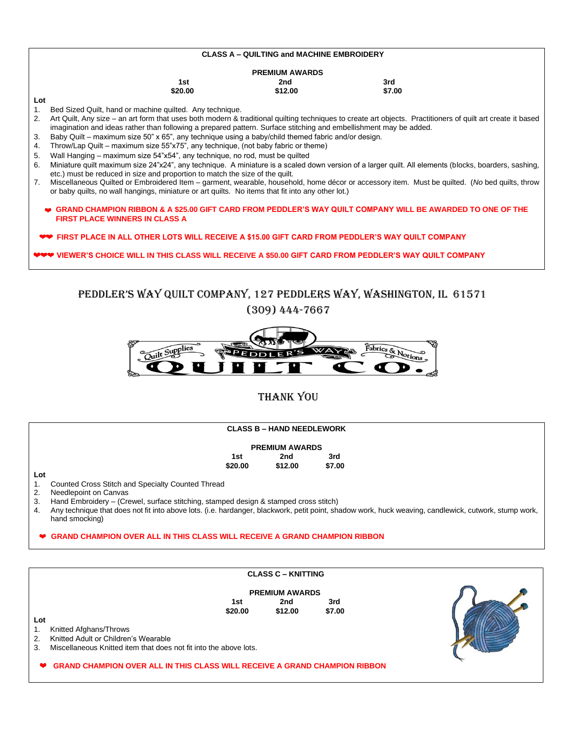## CLASS A – QUILTING and MACHINE EMBROIDERY

**PREMIUM AWARDS**

| 1st | 2nd | 3rd |
|---|---|---|
| $20.00 | $12.00 | $7.00 |

**Lot**

1. Bed Sized Quilt, hand or machine quilted. Any technique.
2. Art Quilt, Any size – an art form that uses both modern & traditional quilting techniques to create art objects. Practitioners of quilt art create it based imagination and ideas rather than following a prepared pattern. Surface stitching and embellishment may be added.
3. Baby Quilt – maximum size 50" x 65", any technique using a baby/child themed fabric and/or design.
4. Throw/Lap Quilt – maximum size 55"x75", any technique, (not baby fabric or theme)
5. Wall Hanging – maximum size 54"x54", any technique, no rod, must be quilted
6. Miniature quilt maximum size 24"x24", any technique. A miniature is a scaled down version of a larger quilt. All elements (blocks, boarders, sashing, etc.) must be reduced in size and proportion to match the size of the quilt.
7. Miscellaneous Quilted or Embroidered Item – garment, wearable, household, home décor or accessory item. Must be quilted. (*No* bed quilts, throw or baby quilts, no wall hangings, miniature or art quilts. No items that fit into any other lot.)

❤ **GRAND CHAMPION RIBBON & A $25.00 GIFT CARD FROM PEDDLER'S WAY QUILT COMPANY WILL BE AWARDED TO ONE OF THE FIRST PLACE WINNERS IN CLASS A**

❤❤ **FIRST PLACE IN ALL OTHER LOTS WILL RECEIVE A $15.00 GIFT CARD FROM PEDDLER'S WAY QUILT COMPANY**

❤❤❤ **VIEWER'S CHOICE WILL IN THIS CLASS WILL RECEIVE A $50.00 GIFT CARD FROM PEDDLER'S WAY QUILT COMPANY**

PEDDLER'S WAY QUILT COMPANY, 127 PEDDLERS WAY, WASHINGTON, IL 61571

(309) 444-7667

Quilt Supplies PEDDLER'S WAY Fabrics & Notions QUILT CO.

THANK YOU

## CLASS B – HAND NEEDLEWORK

**PREMIUM AWARDS**

| 1st | 2nd | 3rd |
|---|---|---|
| $20.00 | $12.00 | $7.00 |

**Lot**

1. Counted Cross Stitch and Specialty Counted Thread
2. Needlepoint on Canvas
3. Hand Embroidery – (Crewel, surface stitching, stamped design & stamped cross stitch)
4. Any technique that does not fit into above lots. (i.e. hardanger, blackwork, petit point, shadow work, huck weaving, candlewick, cutwork, stump work, hand smocking)

❤ **GRAND CHAMPION OVER ALL IN THIS CLASS WILL RECEIVE A GRAND CHAMPION RIBBON**

## CLASS C – KNITTING

**PREMIUM AWARDS**

| 1st | 2nd | 3rd |
|---|---|---|
| $20.00 | $12.00 | $7.00 |

**Lot**

1. Knitted Afghans/Throws
2. Knitted Adult or Children's Wearable
3. Miscellaneous Knitted item that does not fit into the above lots.

❤ **GRAND CHAMPION OVER ALL IN THIS CLASS WILL RECEIVE A GRAND CHAMPION RIBBON**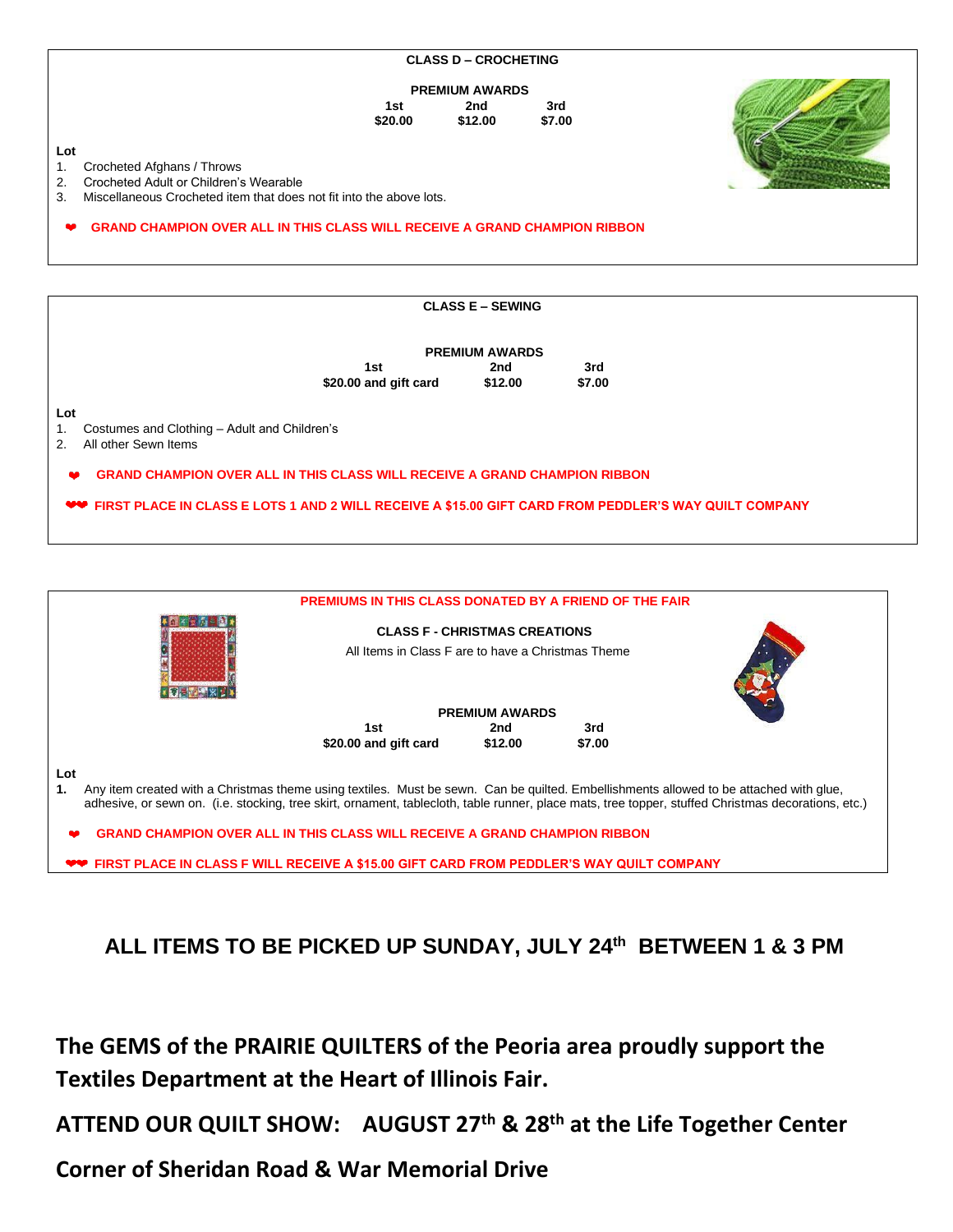### CLASS D – CROCHETING

**PREMIUM AWARDS**

| 1st | 2nd | 3rd |
|---|---|---|
| $20.00 | $12.00 | $7.00 |

**Lot**

1. Crocheted Afghans / Throws
2. Crocheted Adult or Children's Wearable
3. Miscellaneous Crocheted item that does not fit into the above lots.

❤ **GRAND CHAMPION OVER ALL IN THIS CLASS WILL RECEIVE A GRAND CHAMPION RIBBON**

### CLASS E – SEWING

**PREMIUM AWARDS**

| 1st | 2nd | 3rd |
|---|---|---|
| $20.00 and gift card | $12.00 | $7.00 |

**Lot**

1. Costumes and Clothing – Adult and Children's
2. All other Sewn Items

❤ **GRAND CHAMPION OVER ALL IN THIS CLASS WILL RECEIVE A GRAND CHAMPION RIBBON**

❤❤ **FIRST PLACE IN CLASS E LOTS 1 AND 2 WILL RECEIVE A $15.00 GIFT CARD FROM PEDDLER'S WAY QUILT COMPANY**

**PREMIUMS IN THIS CLASS DONATED BY A FRIEND OF THE FAIR**

### CLASS F - CHRISTMAS CREATIONS

All Items in Class F are to have a Christmas Theme

**PREMIUM AWARDS**

| 1st | 2nd | 3rd |
|---|---|---|
| $20.00 and gift card | $12.00 | $7.00 |

**Lot**

1. Any item created with a Christmas theme using textiles. Must be sewn. Can be quilted. Embellishments allowed to be attached with glue, adhesive, or sewn on. (i.e. stocking, tree skirt, ornament, tablecloth, table runner, place mats, tree topper, stuffed Christmas decorations, etc.)

❤ **GRAND CHAMPION OVER ALL IN THIS CLASS WILL RECEIVE A GRAND CHAMPION RIBBON**

❤❤ **FIRST PLACE IN CLASS F WILL RECEIVE A $15.00 GIFT CARD FROM PEDDLER'S WAY QUILT COMPANY**

## ALL ITEMS TO BE PICKED UP SUNDAY, JULY 24th BETWEEN 1 & 3 PM

**The GEMS of the PRAIRIE QUILTERS of the Peoria area proudly support the Textiles Department at the Heart of Illinois Fair.**

**ATTEND OUR QUILT SHOW: AUGUST 27th & 28th at the Life Together Center**

**Corner of Sheridan Road & War Memorial Drive**